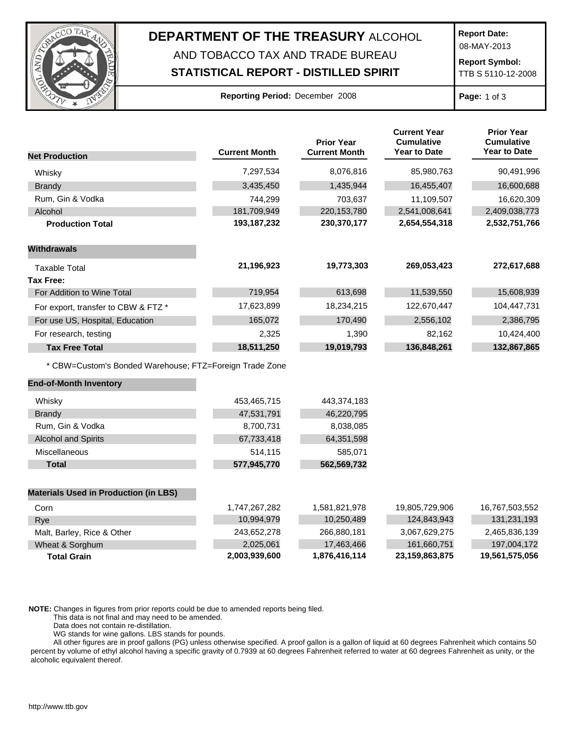# DEPARTMENT OF THE TREASURY ALCOHOL AND TOBACCO TAX AND TRADE BUREAU

## STATISTICAL REPORT - DISTILLED SPIRIT

**Report Date:** 08-MAY-2013

**Report Symbol:** TTB S 5110-12-2008

**Reporting Period:** December 2008

| Net Production | Current Month | Prior Year Current Month | Current Year Cumulative Year to Date | Prior Year Cumulative Year to Date |
|---|---|---|---|---|
| Whisky | 7,297,534 | 8,076,816 | 85,980,763 | 90,491,996 |
| Brandy | 3,435,450 | 1,435,944 | 16,455,407 | 16,600,688 |
| Rum, Gin & Vodka | 744,299 | 703,637 | 11,109,507 | 16,620,309 |
| Alcohol | 181,709,949 | 220,153,780 | 2,541,008,641 | 2,409,038,773 |
| **Production Total** | **193,187,232** | **230,370,177** | **2,654,554,318** | **2,532,751,766** |
| **Withdrawals** | | | | |
| Taxable Total | **21,196,923** | **19,773,303** | **269,053,423** | **272,617,688** |
| **Tax Free:** | | | | |
| For Addition to Wine Total | 719,954 | 613,698 | 11,539,550 | 15,608,939 |
| For export, transfer to CBW & FTZ * | 17,623,899 | 18,234,215 | 122,670,447 | 104,447,731 |
| For use US, Hospital, Education | 165,072 | 170,490 | 2,556,102 | 2,386,795 |
| For research, testing | 2,325 | 1,390 | 82,162 | 10,424,400 |
| **Tax Free Total** | **18,511,250** | **19,019,793** | **136,848,261** | **132,867,865** |

* CBW=Custom's Bonded Warehouse; FTZ=Foreign Trade Zone

| End-of-Month Inventory | Current Month | Prior Year Current Month |
|---|---|---|
| Whisky | 453,465,715 | 443,374,183 |
| Brandy | 47,531,791 | 46,220,795 |
| Rum, Gin & Vodka | 8,700,731 | 8,038,085 |
| Alcohol and Spirits | 67,733,418 | 64,351,598 |
| Miscellaneous | 514,115 | 585,071 |
| **Total** | **577,945,770** | **562,569,732** |

| Materials Used in Production (in LBS) | Current Month | Prior Year Current Month | Current Year Cumulative Year to Date | Prior Year Cumulative Year to Date |
|---|---|---|---|---|
| Corn | 1,747,267,282 | 1,581,821,978 | 19,805,729,906 | 16,767,503,552 |
| Rye | 10,994,979 | 10,250,489 | 124,843,943 | 131,231,193 |
| Malt, Barley, Rice & Other | 243,652,278 | 266,880,181 | 3,067,629,275 | 2,465,836,139 |
| Wheat & Sorghum | 2,025,061 | 17,463,466 | 161,660,751 | 197,004,172 |
| **Total Grain** | **2,003,939,600** | **1,876,416,114** | **23,159,863,875** | **19,561,575,056** |

**NOTE:** Changes in figures from prior reports could be due to amended reports being filed.
This data is not final and may need to be amended.
Data does not contain re-distillation.
WG stands for wine gallons. LBS stands for pounds.
All other figures are in proof gallons (PG) unless otherwise specified. A proof gallon is a gallon of liquid at 60 degrees Fahrenheit which contains 50 percent by volume of ethyl alcohol having a specific gravity of 0.7939 at 60 degrees Fahrenheit referred to water at 60 degrees Fahrenheit as unity, or the alcoholic equivalent thereof.

http://www.ttb.gov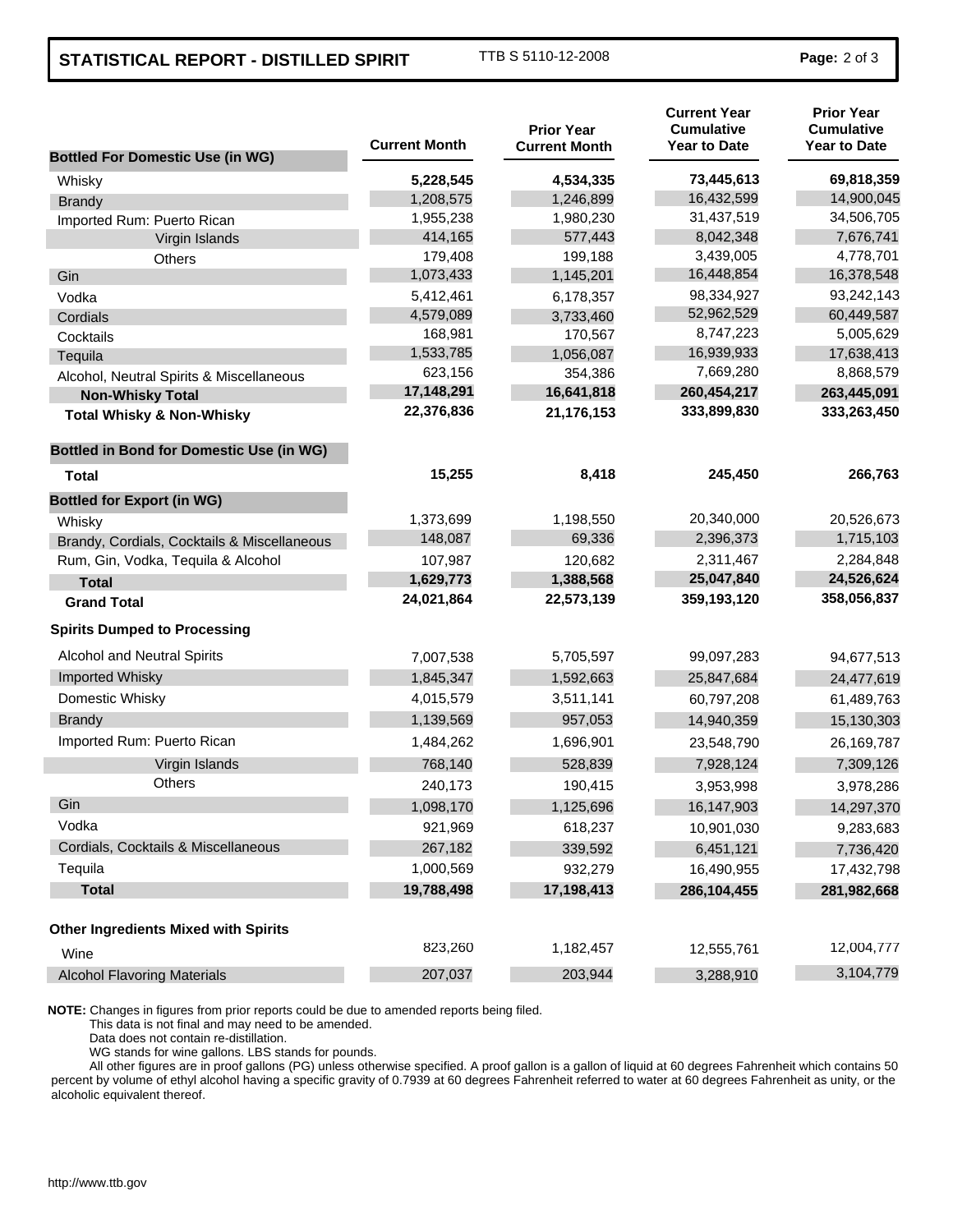## STATISTICAL REPORT - DISTILLED SPIRIT

TTB S 5110-12-2008

| Bottled For Domestic Use (in WG) | Current Month | Prior Year Current Month | Current Year Cumulative Year to Date | Prior Year Cumulative Year to Date |
|---|---|---|---|---|
| Whisky | **5,228,545** | **4,534,335** | **73,445,613** | **69,818,359** |
| Brandy | 1,208,575 | 1,246,899 | 16,432,599 | 14,900,045 |
| Imported Rum: Puerto Rican | 1,955,238 | 1,980,230 | 31,437,519 | 34,506,705 |
| Virgin Islands | 414,165 | 577,443 | 8,042,348 | 7,676,741 |
| Others | 179,408 | 199,188 | 3,439,005 | 4,778,701 |
| Gin | 1,073,433 | 1,145,201 | 16,448,854 | 16,378,548 |
| Vodka | 5,412,461 | 6,178,357 | 98,334,927 | 93,242,143 |
| Cordials | 4,579,089 | 3,733,460 | 52,962,529 | 60,449,587 |
| Cocktails | 168,981 | 170,567 | 8,747,223 | 5,005,629 |
| Tequila | 1,533,785 | 1,056,087 | 16,939,933 | 17,638,413 |
| Alcohol, Neutral Spirits & Miscellaneous | 623,156 | 354,386 | 7,669,280 | 8,868,579 |
| **Non-Whisky Total** | **17,148,291** | **16,641,818** | **260,454,217** | **263,445,091** |
| **Total Whisky & Non-Whisky** | **22,376,836** | **21,176,153** | **333,899,830** | **333,263,450** |
| **Bottled in Bond for Domestic Use (in WG)** | | | | |
| **Total** | **15,255** | **8,418** | **245,450** | **266,763** |
| **Bottled for Export (in WG)** | | | | |
| Whisky | 1,373,699 | 1,198,550 | 20,340,000 | 20,526,673 |
| Brandy, Cordials, Cocktails & Miscellaneous | 148,087 | 69,336 | 2,396,373 | 1,715,103 |
| Rum, Gin, Vodka, Tequila & Alcohol | 107,987 | 120,682 | 2,311,467 | 2,284,848 |
| **Total** | **1,629,773** | **1,388,568** | **25,047,840** | **24,526,624** |
| **Grand Total** | **24,021,864** | **22,573,139** | **359,193,120** | **358,056,837** |
| **Spirits Dumped to Processing** | | | | |
| Alcohol and Neutral Spirits | 7,007,538 | 5,705,597 | 99,097,283 | 94,677,513 |
| Imported Whisky | 1,845,347 | 1,592,663 | 25,847,684 | 24,477,619 |
| Domestic Whisky | 4,015,579 | 3,511,141 | 60,797,208 | 61,489,763 |
| Brandy | 1,139,569 | 957,053 | 14,940,359 | 15,130,303 |
| Imported Rum: Puerto Rican | 1,484,262 | 1,696,901 | 23,548,790 | 26,169,787 |
| Virgin Islands | 768,140 | 528,839 | 7,928,124 | 7,309,126 |
| Others | 240,173 | 190,415 | 3,953,998 | 3,978,286 |
| Gin | 1,098,170 | 1,125,696 | 16,147,903 | 14,297,370 |
| Vodka | 921,969 | 618,237 | 10,901,030 | 9,283,683 |
| Cordials, Cocktails & Miscellaneous | 267,182 | 339,592 | 6,451,121 | 7,736,420 |
| Tequila | 1,000,569 | 932,279 | 16,490,955 | 17,432,798 |
| **Total** | **19,788,498** | **17,198,413** | **286,104,455** | **281,982,668** |
| **Other Ingredients Mixed with Spirits** | | | | |
| Wine | 823,260 | 1,182,457 | 12,555,761 | 12,004,777 |
| Alcohol Flavoring Materials | 207,037 | 203,944 | 3,288,910 | 3,104,779 |

**NOTE:** Changes in figures from prior reports could be due to amended reports being filed.
This data is not final and may need to be amended.
Data does not contain re-distillation.
WG stands for wine gallons. LBS stands for pounds.
All other figures are in proof gallons (PG) unless otherwise specified. A proof gallon is a gallon of liquid at 60 degrees Fahrenheit which contains 50 percent by volume of ethyl alcohol having a specific gravity of 0.7939 at 60 degrees Fahrenheit referred to water at 60 degrees Fahrenheit as unity, or the alcoholic equivalent thereof.

http://www.ttb.gov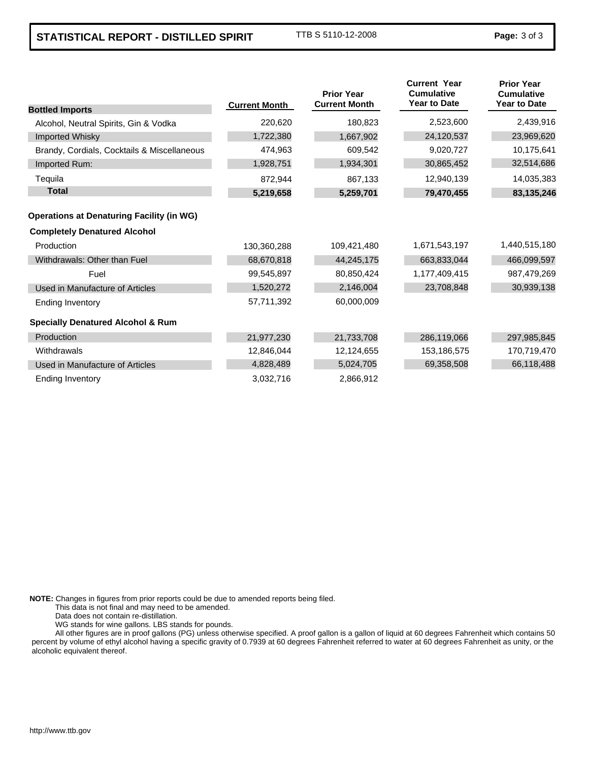# STATISTICAL REPORT - DISTILLED SPIRIT

TTB S 5110-12-2008

| Bottled Imports | Current Month | Prior Year Current Month | Current Year Cumulative Year to Date | Prior Year Cumulative Year to Date |
|---|---|---|---|---|
| Alcohol, Neutral Spirits, Gin & Vodka | 220,620 | 180,823 | 2,523,600 | 2,439,916 |
| Imported Whisky | 1,722,380 | 1,667,902 | 24,120,537 | 23,969,620 |
| Brandy, Cordials, Cocktails & Miscellaneous | 474,963 | 609,542 | 9,020,727 | 10,175,641 |
| Imported Rum: | 1,928,751 | 1,934,301 | 30,865,452 | 32,514,686 |
| Tequila | 872,944 | 867,133 | 12,940,139 | 14,035,383 |
| **Total** | **5,219,658** | **5,259,701** | **79,470,455** | **83,135,246** |

**Operations at Denaturing Facility (in WG)**

| Completely Denatured Alcohol | Current Month | Prior Year Current Month | Current Year Cumulative Year to Date | Prior Year Cumulative Year to Date |
|---|---|---|---|---|
| Production | 130,360,288 | 109,421,480 | 1,671,543,197 | 1,440,515,180 |
| Withdrawals: Other than Fuel | 68,670,818 | 44,245,175 | 663,833,044 | 466,099,597 |
| Fuel | 99,545,897 | 80,850,424 | 1,177,409,415 | 987,479,269 |
| Used in Manufacture of Articles | 1,520,272 | 2,146,004 | 23,708,848 | 30,939,138 |
| Ending Inventory | 57,711,392 | 60,000,009 | | |

| Specially Denatured Alcohol & Rum | Current Month | Prior Year Current Month | Current Year Cumulative Year to Date | Prior Year Cumulative Year to Date |
|---|---|---|---|---|
| Production | 21,977,230 | 21,733,708 | 286,119,066 | 297,985,845 |
| Withdrawals | 12,846,044 | 12,124,655 | 153,186,575 | 170,719,470 |
| Used in Manufacture of Articles | 4,828,489 | 5,024,705 | 69,358,508 | 66,118,488 |
| Ending Inventory | 3,032,716 | 2,866,912 | | |

**NOTE:** Changes in figures from prior reports could be due to amended reports being filed.
This data is not final and may need to be amended.
Data does not contain re-distillation.
WG stands for wine gallons. LBS stands for pounds.
All other figures are in proof gallons (PG) unless otherwise specified. A proof gallon is a gallon of liquid at 60 degrees Fahrenheit which contains 50 percent by volume of ethyl alcohol having a specific gravity of 0.7939 at 60 degrees Fahrenheit referred to water at 60 degrees Fahrenheit as unity, or the alcoholic equivalent thereof.

http://www.ttb.gov